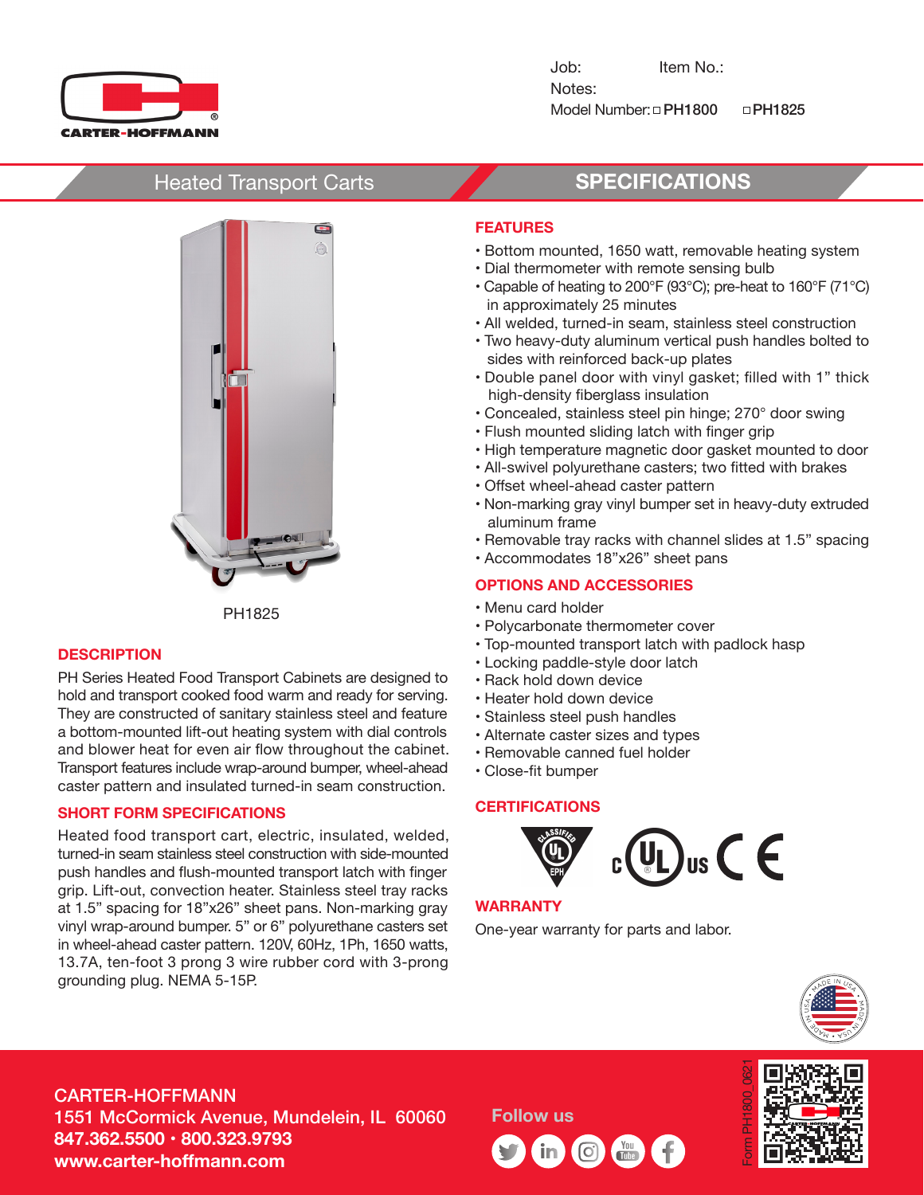CARTER-HOFFMANN

Job: Item No.:

Notes:

Model Number: □ PH1800 □ PH1825

# Heated Transport Carts

## SPECIFICATIONS

PH1825

### DESCRIPTION

PH Series Heated Food Transport Cabinets are designed to hold and transport cooked food warm and ready for serving. They are constructed of sanitary stainless steel and feature a bottom-mounted lift-out heating system with dial controls and blower heat for even air flow throughout the cabinet. Transport features include wrap-around bumper, wheel-ahead caster pattern and insulated turned-in seam construction.

### SHORT FORM SPECIFICATIONS

Heated food transport cart, electric, insulated, welded, turned-in seam stainless steel construction with side-mounted push handles and flush-mounted transport latch with finger grip. Lift-out, convection heater. Stainless steel tray racks at 1.5" spacing for 18"x26" sheet pans. Non-marking gray vinyl wrap-around bumper. 5" or 6" polyurethane casters set in wheel-ahead caster pattern. 120V, 60Hz, 1Ph, 1650 watts, 13.7A, ten-foot 3 prong 3 wire rubber cord with 3-prong grounding plug. NEMA 5-15P.

### FEATURES

- Bottom mounted, 1650 watt, removable heating system
- Dial thermometer with remote sensing bulb
- Capable of heating to 200°F (93°C); pre-heat to 160°F (71°C) in approximately 25 minutes
- All welded, turned-in seam, stainless steel construction
- Two heavy-duty aluminum vertical push handles bolted to sides with reinforced back-up plates
- Double panel door with vinyl gasket; filled with 1" thick high-density fiberglass insulation
- Concealed, stainless steel pin hinge; 270° door swing
- Flush mounted sliding latch with finger grip
- High temperature magnetic door gasket mounted to door
- All-swivel polyurethane casters; two fitted with brakes
- Offset wheel-ahead caster pattern
- Non-marking gray vinyl bumper set in heavy-duty extruded aluminum frame
- Removable tray racks with channel slides at 1.5" spacing
- Accommodates 18"x26" sheet pans

### OPTIONS AND ACCESSORIES

- Menu card holder
- Polycarbonate thermometer cover
- Top-mounted transport latch with padlock hasp
- Locking paddle-style door latch
- Rack hold down device
- Heater hold down device
- Stainless steel push handles
- Alternate caster sizes and types
- Removable canned fuel holder
- Close-fit bumper

### CERTIFICATIONS

CLASSIFIED UL EPH · c UL us · CE

### WARRANTY

One-year warranty for parts and labor.

MADE IN USA

CARTER-HOFFMANN
1551 McCormick Avenue, Mundelein, IL 60060
**847.362.5500 · 800.323.9793**
**www.carter-hoffmann.com**

Follow us

Form PH1800_0621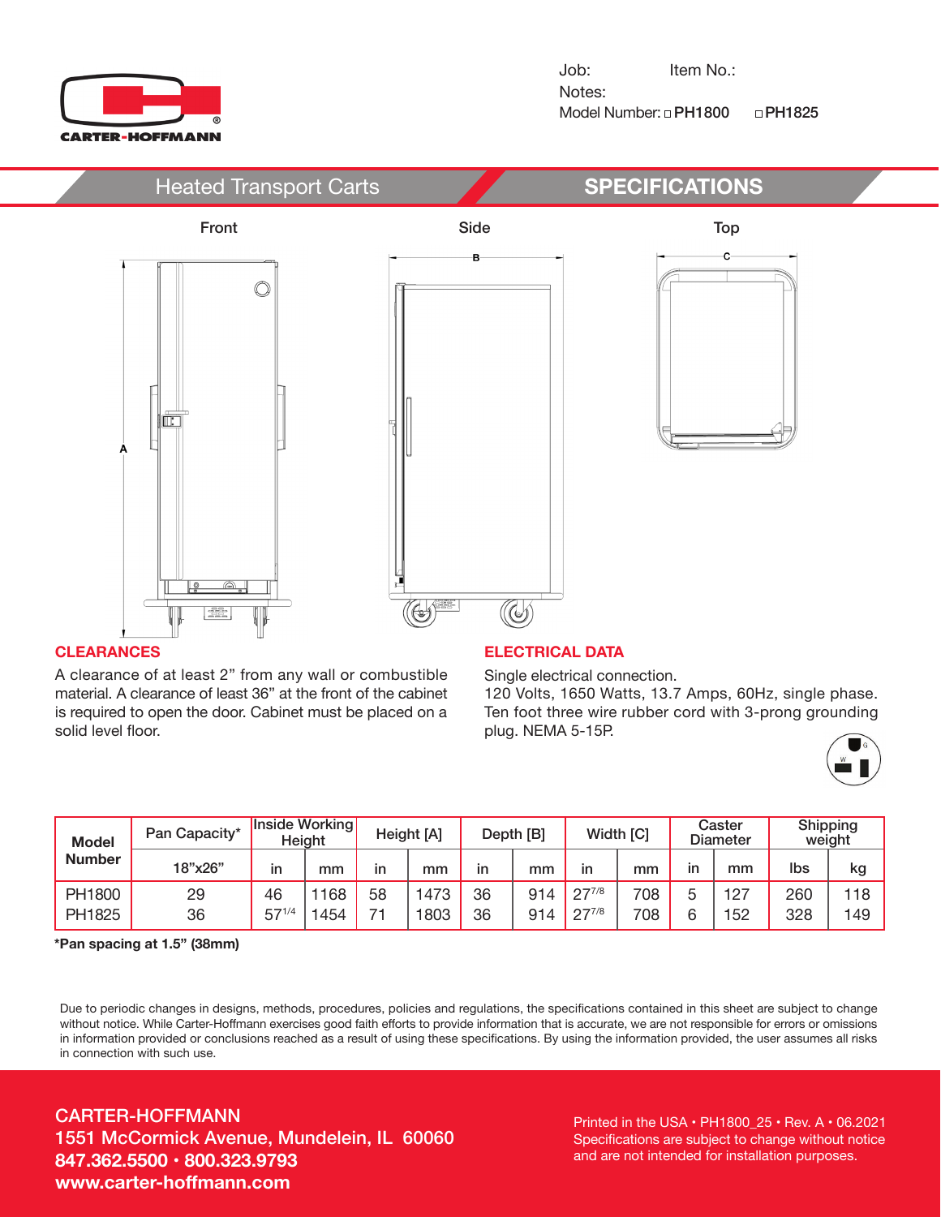CARTER-HOFFMANN

Job: Item No.:
Notes:
Model Number: ☐ PH1800 ☐ PH1825

# Heated Transport Carts

## SPECIFICATIONS

Front | Side | Top

A | B | C

### CLEARANCES

A clearance of at least 2" from any wall or combustible material. A clearance of least 36" at the front of the cabinet is required to open the door. Cabinet must be placed on a solid level floor.

### ELECTRICAL DATA

Single electrical connection.
120 Volts, 1650 Watts, 13.7 Amps, 60Hz, single phase.
Ten foot three wire rubber cord with 3-prong grounding plug. NEMA 5-15P.

| Model Number | Pan Capacity* | Inside Working Height | | Height [A] | | Depth [B] | | Width [C] | | Caster Diameter | | Shipping weight | |
|---|---|---|---|---|---|---|---|---|---|---|---|---|---|
| | 18"x26" | in | mm | in | mm | in | mm | in | mm | in | mm | lbs | kg |
| PH1800 | 29 | 46 | 1168 | 58 | 1473 | 36 | 914 | 27 7/8 | 708 | 5 | 127 | 260 | 118 |
| PH1825 | 36 | 57 1/4 | 1454 | 71 | 1803 | 36 | 914 | 27 7/8 | 708 | 6 | 152 | 328 | 149 |

**\*Pan spacing at 1.5" (38mm)**

Due to periodic changes in designs, methods, procedures, policies and regulations, the specifications contained in this sheet are subject to change without notice. While Carter-Hoffmann exercises good faith efforts to provide information that is accurate, we are not responsible for errors or omissions in information provided or conclusions reached as a result of using these specifications. By using the information provided, the user assumes all risks in connection with such use.

CARTER-HOFFMANN
1551 McCormick Avenue, Mundelein, IL 60060
**847.362.5500 • 800.323.9793**
**www.carter-hoffmann.com**

Printed in the USA • PH1800_25 • Rev. A • 06.2021
Specifications are subject to change without notice and are not intended for installation purposes.